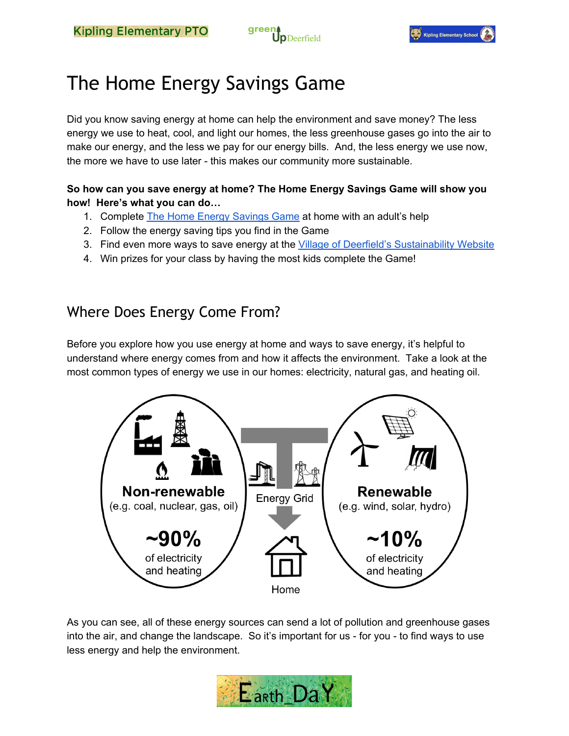# The Home Energy Savings Game

Did you know saving energy at home can help the environment and save money? The less energy we use to heat, cool, and light our homes, the less greenhouse gases go into the air to make our energy, and the less we pay for our energy bills. And, the less energy we use now, the more we have to use later - this makes our community more sustainable.

**So how can you save energy at home? The Home Energy Savings Game will show you how! Here's what you can do…**

1. Complete The Home Energy Savings Game at home with an adult's help
2. Follow the energy saving tips you find in the Game
3. Find even more ways to save energy at the Village of Deerfield's Sustainability Website
4. Win prizes for your class by having the most kids complete the Game!

## Where Does Energy Come From?

Before you explore how you use energy at home and ways to save energy, it's helpful to understand where energy comes from and how it affects the environment. Take a look at the most common types of energy we use in our homes: electricity, natural gas, and heating oil.

**Non-renewable**
(e.g. coal, nuclear, gas, oil)
**~90%**
of electricity and heating

Energy Grid

Home

**Renewable**
(e.g. wind, solar, hydro)
**~10%**
of electricity and heating

As you can see, all of these energy sources can send a lot of pollution and greenhouse gases into the air, and change the landscape. So it's important for us - for you - to find ways to use less energy and help the environment.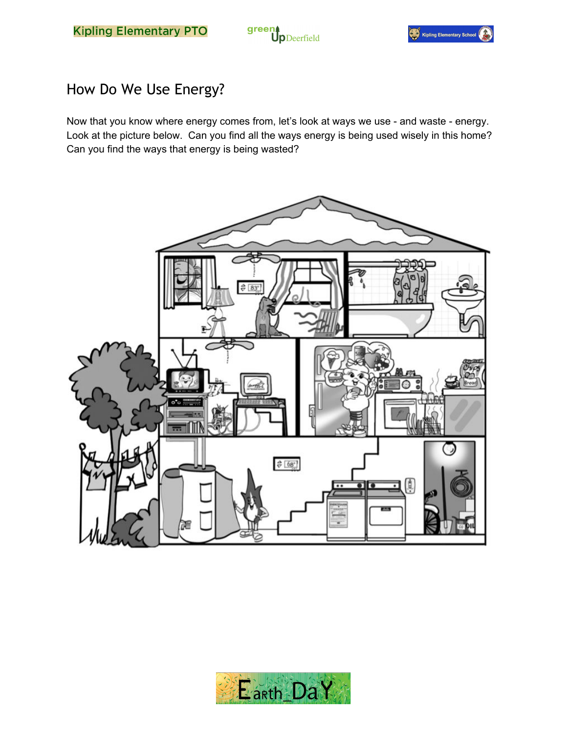## How Do We Use Energy?

Now that you know where energy comes from, let's look at ways we use - and waste - energy. Look at the picture below. Can you find all the ways energy is being used wisely in this home? Can you find the ways that energy is being wasted?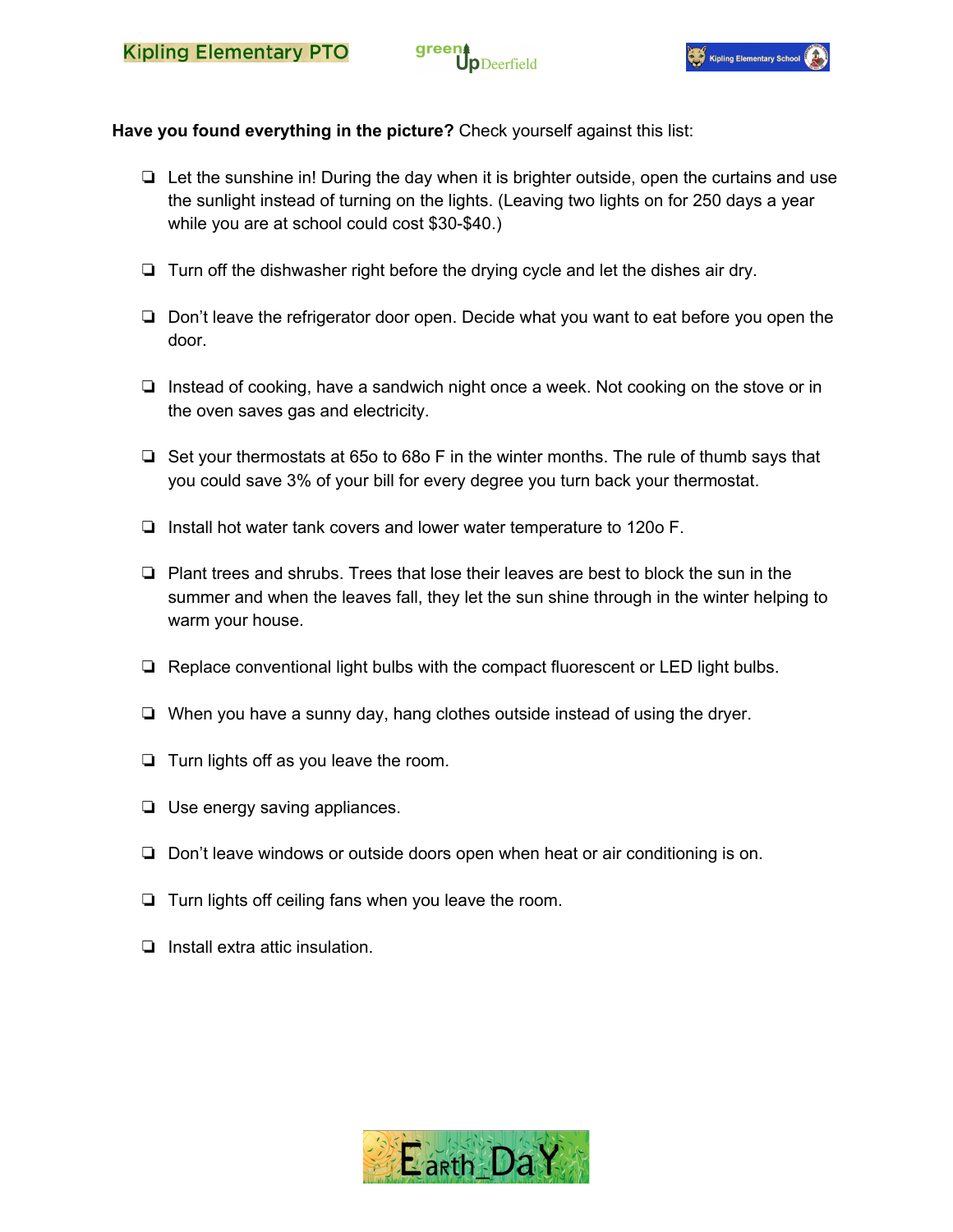**Have you found everything in the picture?** Check yourself against this list:

- ❏ Let the sunshine in! During the day when it is brighter outside, open the curtains and use the sunlight instead of turning on the lights. (Leaving two lights on for 250 days a year while you are at school could cost $30-$40.)
- ❏ Turn off the dishwasher right before the drying cycle and let the dishes air dry.
- ❏ Don't leave the refrigerator door open. Decide what you want to eat before you open the door.
- ❏ Instead of cooking, have a sandwich night once a week. Not cooking on the stove or in the oven saves gas and electricity.
- ❏ Set your thermostats at 65o to 68o F in the winter months. The rule of thumb says that you could save 3% of your bill for every degree you turn back your thermostat.
- ❏ Install hot water tank covers and lower water temperature to 120o F.
- ❏ Plant trees and shrubs. Trees that lose their leaves are best to block the sun in the summer and when the leaves fall, they let the sun shine through in the winter helping to warm your house.
- ❏ Replace conventional light bulbs with the compact fluorescent or LED light bulbs.
- ❏ When you have a sunny day, hang clothes outside instead of using the dryer.
- ❏ Turn lights off as you leave the room.
- ❏ Use energy saving appliances.
- ❏ Don't leave windows or outside doors open when heat or air conditioning is on.
- ❏ Turn lights off ceiling fans when you leave the room.
- ❏ Install extra attic insulation.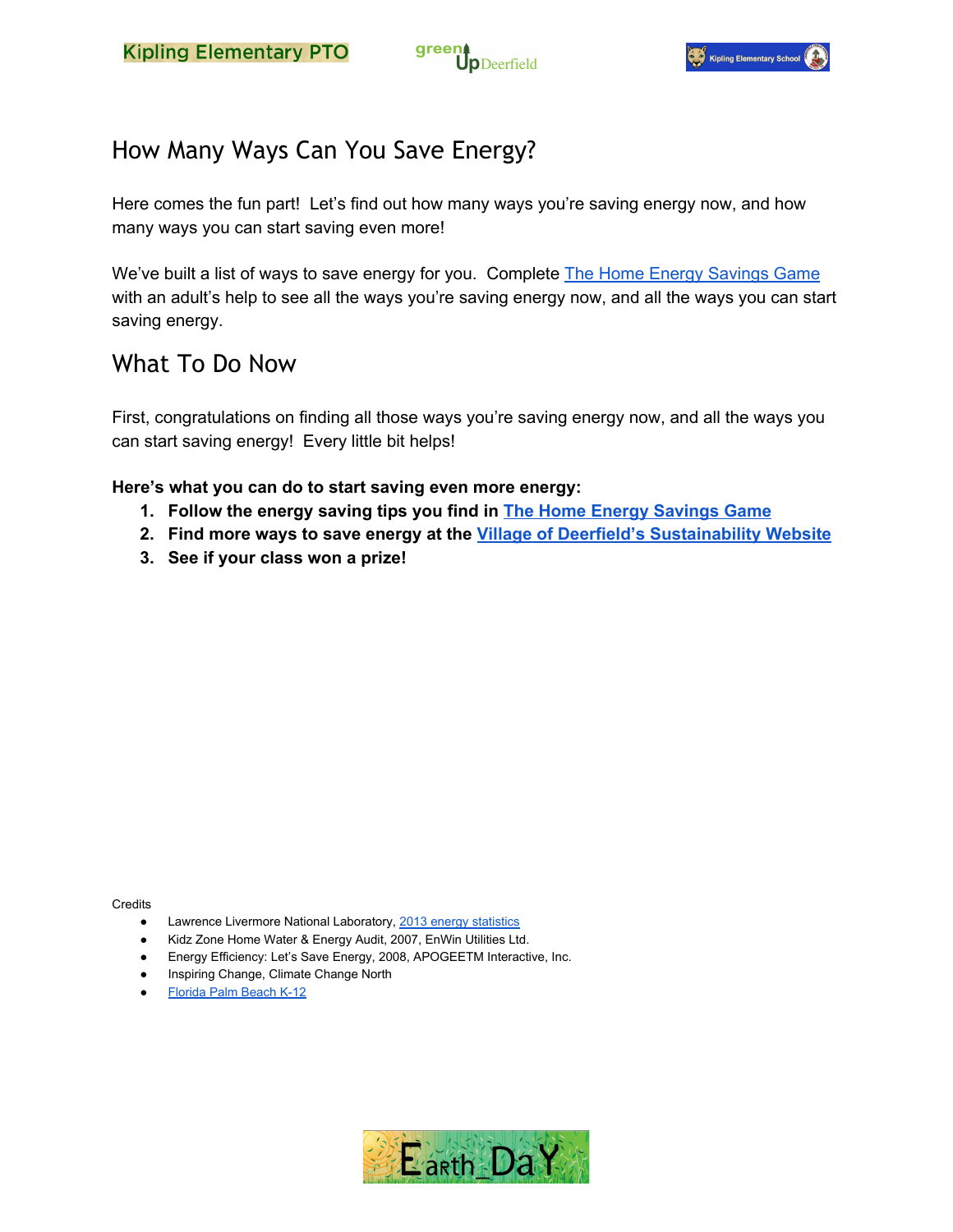## How Many Ways Can You Save Energy?

Here comes the fun part! Let's find out how many ways you're saving energy now, and how many ways you can start saving even more!

We've built a list of ways to save energy for you. Complete The Home Energy Savings Game with an adult's help to see all the ways you're saving energy now, and all the ways you can start saving energy.

## What To Do Now

First, congratulations on finding all those ways you're saving energy now, and all the ways you can start saving energy! Every little bit helps!

**Here's what you can do to start saving even more energy:**

1. **Follow the energy saving tips you find in The Home Energy Savings Game**
2. **Find more ways to save energy at the Village of Deerfield's Sustainability Website**
3. **See if your class won a prize!**

Credits

- Lawrence Livermore National Laboratory, 2013 energy statistics
- Kidz Zone Home Water & Energy Audit, 2007, EnWin Utilities Ltd.
- Energy Efficiency: Let's Save Energy, 2008, APOGEETM Interactive, Inc.
- Inspiring Change, Climate Change North
- Florida Palm Beach K-12